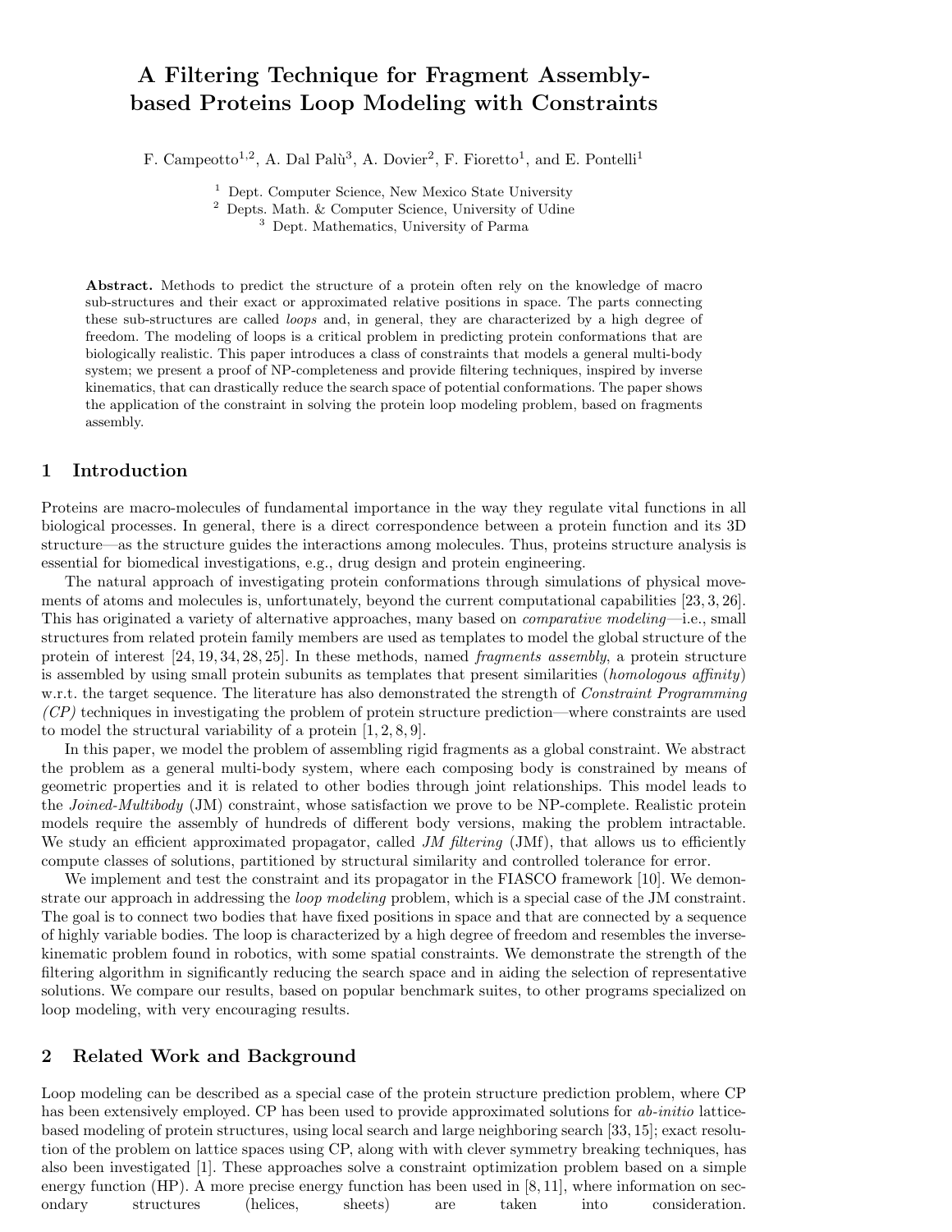# A Filtering Technique for Fragment Assembly-based Proteins Loop Modeling with Constraints

F. Campeotto[1,2], A. Dal Palù[3], A. Dovier[2], F. Fioretto[1], and E. Pontelli[1]

[1] Dept. Computer Science, New Mexico State University
[2] Depts. Math. & Computer Science, University of Udine
[3] Dept. Mathematics, University of Parma

**Abstract.** Methods to predict the structure of a protein often rely on the knowledge of macro sub-structures and their exact or approximated relative positions in space. The parts connecting these sub-structures are called *loops* and, in general, they are characterized by a high degree of freedom. The modeling of loops is a critical problem in predicting protein conformations that are biologically realistic. This paper introduces a class of constraints that models a general multi-body system; we present a proof of NP-completeness and provide filtering techniques, inspired by inverse kinematics, that can drastically reduce the search space of potential conformations. The paper shows the application of the constraint in solving the protein loop modeling problem, based on fragments assembly.

## 1 Introduction

Proteins are macro-molecules of fundamental importance in the way they regulate vital functions in all biological processes. In general, there is a direct correspondence between a protein function and its 3D structure—as the structure guides the interactions among molecules. Thus, proteins structure analysis is essential for biomedical investigations, e.g., drug design and protein engineering.

The natural approach of investigating protein conformations through simulations of physical movements of atoms and molecules is, unfortunately, beyond the current computational capabilities [23, 3, 26]. This has originated a variety of alternative approaches, many based on *comparative modeling*—i.e., small structures from related protein family members are used as templates to model the global structure of the protein of interest [24, 19, 34, 28, 25]. In these methods, named *fragments assembly*, a protein structure is assembled by using small protein subunits as templates that present similarities (*homologous affinity*) w.r.t. the target sequence. The literature has also demonstrated the strength of *Constraint Programming (CP)* techniques in investigating the problem of protein structure prediction—where constraints are used to model the structural variability of a protein [1, 2, 8, 9].

In this paper, we model the problem of assembling rigid fragments as a global constraint. We abstract the problem as a general multi-body system, where each composing body is constrained by means of geometric properties and it is related to other bodies through joint relationships. This model leads to the *Joined-Multibody* (JM) constraint, whose satisfaction we prove to be NP-complete. Realistic protein models require the assembly of hundreds of different body versions, making the problem intractable. We study an efficient approximated propagator, called *JM filtering* (JMf), that allows us to efficiently compute classes of solutions, partitioned by structural similarity and controlled tolerance for error.

We implement and test the constraint and its propagator in the FIASCO framework [10]. We demonstrate our approach in addressing the *loop modeling* problem, which is a special case of the JM constraint. The goal is to connect two bodies that have fixed positions in space and that are connected by a sequence of highly variable bodies. The loop is characterized by a high degree of freedom and resembles the inverse-kinematic problem found in robotics, with some spatial constraints. We demonstrate the strength of the filtering algorithm in significantly reducing the search space and in aiding the selection of representative solutions. We compare our results, based on popular benchmark suites, to other programs specialized on loop modeling, with very encouraging results.

## 2 Related Work and Background

Loop modeling can be described as a special case of the protein structure prediction problem, where CP has been extensively employed. CP has been used to provide approximated solutions for *ab-initio* lattice-based modeling of protein structures, using local search and large neighboring search [33, 15]; exact resolution of the problem on lattice spaces using CP, along with with clever symmetry breaking techniques, has also been investigated [1]. These approaches solve a constraint optimization problem based on a simple energy function (HP). A more precise energy function has been used in [8, 11], where information on secondary structures (helices, sheets) are taken into consideration.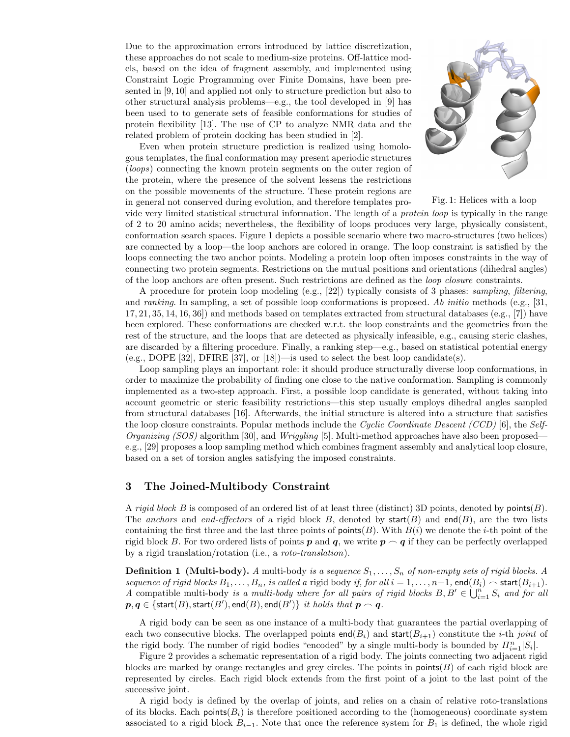Due to the approximation errors introduced by lattice discretization, these approaches do not scale to medium-size proteins. Off-lattice models, based on the idea of fragment assembly, and implemented using Constraint Logic Programming over Finite Domains, have been presented in [9, 10] and applied not only to structure prediction but also to other structural analysis problems—e.g., the tool developed in [9] has been used to to generate sets of feasible conformations for studies of protein flexibility [13]. The use of CP to analyze NMR data and the related problem of protein docking has been studied in [2].

Fig. 1: Helices with a loop

Even when protein structure prediction is realized using homologous templates, the final conformation may present aperiodic structures (*loops*) connecting the known protein segments on the outer region of the protein, where the presence of the solvent lessens the restrictions on the possible movements of the structure. These protein regions are in general not conserved during evolution, and therefore templates provide very limited statistical structural information. The length of a *protein loop* is typically in the range of 2 to 20 amino acids; nevertheless, the flexibility of loops produces very large, physically consistent, conformation search spaces. Figure 1 depicts a possible scenario where two macro-structures (two helices) are connected by a loop—the loop anchors are colored in orange. The loop constraint is satisfied by the loops connecting the two anchor points. Modeling a protein loop often imposes constraints in the way of connecting two protein segments. Restrictions on the mutual positions and orientations (dihedral angles) of the loop anchors are often present. Such restrictions are defined as the *loop closure* constraints.

A procedure for protein loop modeling (e.g., [22]) typically consists of 3 phases: *sampling*, *filtering*, and *ranking*. In sampling, a set of possible loop conformations is proposed. *Ab initio* methods (e.g., [31, 17, 21, 35, 14, 16, 36]) and methods based on templates extracted from structural databases (e.g., [7]) have been explored. These conformations are checked w.r.t. the loop constraints and the geometries from the rest of the structure, and the loops that are detected as physically infeasible, e.g., causing steric clashes, are discarded by a filtering procedure. Finally, a ranking step—e.g., based on statistical potential energy (e.g., DOPE [32], DFIRE [37], or [18])—is used to select the best loop candidate(s).

Loop sampling plays an important role: it should produce structurally diverse loop conformations, in order to maximize the probability of finding one close to the native conformation. Sampling is commonly implemented as a two-step approach. First, a possible loop candidate is generated, without taking into account geometric or steric feasibility restrictions—this step usually employs dihedral angles sampled from structural databases [16]. Afterwards, the initial structure is altered into a structure that satisfies the loop closure constraints. Popular methods include the *Cyclic Coordinate Descent (CCD)* [6], the *Self-Organizing (SOS)* algorithm [30], and *Wriggling* [5]. Multi-method approaches have also been proposed—e.g., [29] proposes a loop sampling method which combines fragment assembly and analytical loop closure, based on a set of torsion angles satisfying the imposed constraints.

## 3 The Joined-Multibody Constraint

A *rigid block* $B$ is composed of an ordered list of at least three (distinct) 3D points, denoted by $\mathsf{points}(B)$. The *anchors* and *end-effectors* of a rigid block $B$, denoted by $\mathsf{start}(B)$ and $\mathsf{end}(B)$, are the two lists containing the first three and the last three points of $\mathsf{points}(B)$. With $B(i)$ we denote the $i$-th point of the rigid block $B$. For two ordered lists of points $\boldsymbol{p}$ and $\boldsymbol{q}$, we write $\boldsymbol{p} \frown \boldsymbol{q}$ if they can be perfectly overlapped by a rigid translation/rotation (i.e., a *roto-translation*).

**Definition 1 (Multi-body).** *A* multi-body *is a sequence $S_1, \dots, S_n$ of non-empty sets of rigid blocks. A sequence of rigid blocks $B_1, \dots, B_n$, is called a* rigid body *if, for all $i = 1, \dots, n-1$, $\mathsf{end}(B_i) \frown \mathsf{start}(B_{i+1})$. A* compatible multi-body *is a multi-body where for all pairs of rigid blocks $B, B' \in \bigcup_{i=1}^{n} S_i$ and for all $\boldsymbol{p}, \boldsymbol{q} \in \{\mathsf{start}(B), \mathsf{start}(B'), \mathsf{end}(B), \mathsf{end}(B')\}$ it holds that $\boldsymbol{p} \frown \boldsymbol{q}$.*

A rigid body can be seen as one instance of a multi-body that guarantees the partial overlapping of each two consecutive blocks. The overlapped points $\mathsf{end}(B_i)$ and $\mathsf{start}(B_{i+1})$ constitute the $i$-th *joint* of the rigid body. The number of rigid bodies "encoded" by a single multi-body is bounded by $\Pi_{i=1}^{n} |S_i|$.

Figure 2 provides a schematic representation of a rigid body. The joints connecting two adjacent rigid blocks are marked by orange rectangles and grey circles. The points in $\mathsf{points}(B)$ of each rigid block are represented by circles. Each rigid block extends from the first point of a joint to the last point of the successive joint.

A rigid body is defined by the overlap of joints, and relies on a chain of relative roto-translations of its blocks. Each $\mathsf{points}(B_i)$ is therefore positioned according to the (homogeneous) coordinate system associated to a rigid block $B_{i-1}$. Note that once the reference system for $B_1$ is defined, the whole rigid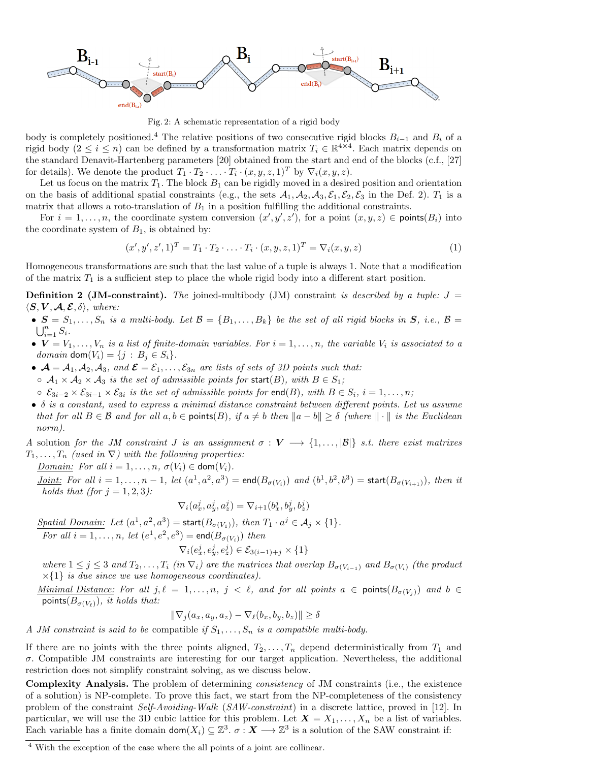Fig. 2: A schematic representation of a rigid body

body is completely positioned.[4] The relative positions of two consecutive rigid blocks $B_{i-1}$ and $B_i$ of a rigid body ($2 \le i \le n$) can be defined by a transformation matrix $T_i \in \mathbb{R}^{4\times4}$. Each matrix depends on the standard Denavit-Hartenberg parameters [20] obtained from the start and end of the blocks (c.f., [27] for details). We denote the product $T_1 \cdot T_2 \cdot \ldots \cdot T_i \cdot (x, y, z, 1)^T$ by $\nabla_i(x, y, z)$.

Let us focus on the matrix $T_1$. The block $B_1$ can be rigidly moved in a desired position and orientation on the basis of additional spatial constraints (e.g., the sets $\mathcal{A}_1, \mathcal{A}_2, \mathcal{A}_3, \mathcal{E}_1, \mathcal{E}_2, \mathcal{E}_3$ in the Def. 2). $T_1$ is a matrix that allows a roto-translation of $B_1$ in a position fulfilling the additional constraints.

For $i = 1, \ldots, n$, the coordinate system conversion $(x', y', z')$, for a point $(x, y, z) \in \mathsf{points}(B_i)$ into the coordinate system of $B_1$, is obtained by:

$$(x', y', z', 1)^T = T_1 \cdot T_2 \cdot \ldots \cdot T_i \cdot (x, y, z, 1)^T = \nabla_i(x, y, z) \tag{1}$$

Homogeneous transformations are such that the last value of a tuple is always 1. Note that a modification of the matrix $T_1$ is a sufficient step to place the whole rigid body into a different start position.

**Definition 2 (JM-constraint).** *The* joined-multibody (JM) constraint *is described by a tuple:* $J = \langle \boldsymbol{S}, \boldsymbol{V}, \boldsymbol{\mathcal{A}}, \boldsymbol{\mathcal{E}}, \delta \rangle$*, where:*

- $\boldsymbol{S} = S_1, \ldots, S_n$ *is a multi-body. Let* $\mathcal{B} = \{B_1, \ldots, B_k\}$ *be the set of all rigid blocks in* $\boldsymbol{S}$*, i.e.,* $\mathcal{B} = \bigcup_{i=1}^n S_i$.
- $\boldsymbol{V} = V_1, \ldots, V_n$ *is a list of finite-domain variables. For* $i = 1, \ldots, n$*, the variable* $V_i$ *is associated to a domain* $\mathsf{dom}(V_i) = \{j : B_j \in S_i\}$.
- $\boldsymbol{\mathcal{A}} = \mathcal{A}_1, \mathcal{A}_2, \mathcal{A}_3$*, and* $\boldsymbol{\mathcal{E}} = \mathcal{E}_1, \ldots, \mathcal{E}_{3n}$ *are lists of sets of 3D points such that:*
  - $\mathcal{A}_1 \times \mathcal{A}_2 \times \mathcal{A}_3$ *is the set of admissible points for* $\mathsf{start}(B)$*, with* $B \in S_1$*;*
  - $\mathcal{E}_{3i-2} \times \mathcal{E}_{3i-1} \times \mathcal{E}_{3i}$ *is the set of admissible points for* $\mathsf{end}(B)$*, with* $B \in S_i$*,* $i = 1, \ldots, n$*;*
- $\delta$ *is a constant, used to express a minimal distance constraint between different points. Let us assume that for all* $B \in \mathcal{B}$ *and for all* $a, b \in \mathsf{points}(B)$*, if* $a \neq b$ *then* $\|a - b\| \ge \delta$ *(where* $\|\cdot\|$ *is the Euclidean norm).*

*A* solution *for the JM constraint* $J$ *is an assignment* $\sigma : \boldsymbol{V} \longrightarrow \{1, \ldots, |\mathcal{B}|\}$ *s.t. there exist matrixes* $T_1, \ldots, T_n$ *(used in* $\nabla$*) with the following properties:*

<u>*Domain:*</u> *For all* $i = 1, \ldots, n$*,* $\sigma(V_i) \in \mathsf{dom}(V_i)$*.*

<u>*Joint:*</u> *For all* $i = 1, \ldots, n-1$*, let* $(a^1, a^2, a^3) = \mathsf{end}(B_{\sigma(V_i)})$ *and* $(b^1, b^2, b^3) = \mathsf{start}(B_{\sigma(V_{i+1})})$*, then it holds that (for* $j = 1, 2, 3$*):*

$$\nabla_i(a^j_x, a^j_y, a^j_z) = \nabla_{i+1}(b^j_x, b^j_y, b^j_z)$$

<u>*Spatial Domain:*</u> *Let* $(a^1, a^2, a^3) = \mathsf{start}(B_{\sigma(V_1)})$*, then* $T_1 \cdot a^j \in \mathcal{A}_j \times \{1\}$*.*
*For all* $i = 1, \ldots, n$*, let* $(e^1, e^2, e^3) = \mathsf{end}(B_{\sigma(V_i)})$ *then*

$$\nabla_i(e^j_x, e^j_y, e^j_z) \in \mathcal{E}_{3(i-1)+j} \times \{1\}$$

*where* $1 \le j \le 3$ *and* $T_2, \ldots, T_i$ *(in* $\nabla_i$*) are the matrices that overlap* $B_{\sigma(V_{i-1})}$ *and* $B_{\sigma(V_i)}$ *(the product* $\times\{1\}$ *is due since we use homogeneous coordinates).*

<u>*Minimal Distance:*</u> *For all* $j, \ell = 1, \ldots, n$*,* $j < \ell$*, and for all points* $a \in \mathsf{points}(B_{\sigma(V_j)})$ *and* $b \in \mathsf{points}(B_{\sigma(V_\ell)})$*, it holds that:*

$$\|\nabla_j(a_x, a_y, a_z) - \nabla_\ell(b_x, b_y, b_z)\| \ge \delta$$

*A JM constraint is said to be* compatible *if* $S_1, \ldots, S_n$ *is a compatible multi-body.*

If there are no joints with the three points aligned, $T_2, \ldots, T_n$ depend deterministically from $T_1$ and $\sigma$. Compatible JM constraints are interesting for our target application. Nevertheless, the additional restriction does not simplify constraint solving, as we discuss below.

**Complexity Analysis.** The problem of determining *consistency* of JM constraints (i.e., the existence of a solution) is NP-complete. To prove this fact, we start from the NP-completeness of the consistency problem of the constraint *Self-Avoiding-Walk* (*SAW-constraint*) in a discrete lattice, proved in [12]. In particular, we will use the 3D cubic lattice for this problem. Let $\boldsymbol{X} = X_1, \ldots, X_n$ be a list of variables. Each variable has a finite domain $\mathsf{dom}(X_i) \subseteq \mathbb{Z}^3$. $\sigma : \boldsymbol{X} \longrightarrow \mathbb{Z}^3$ is a solution of the SAW constraint if:

[4] With the exception of the case where the all points of a joint are collinear.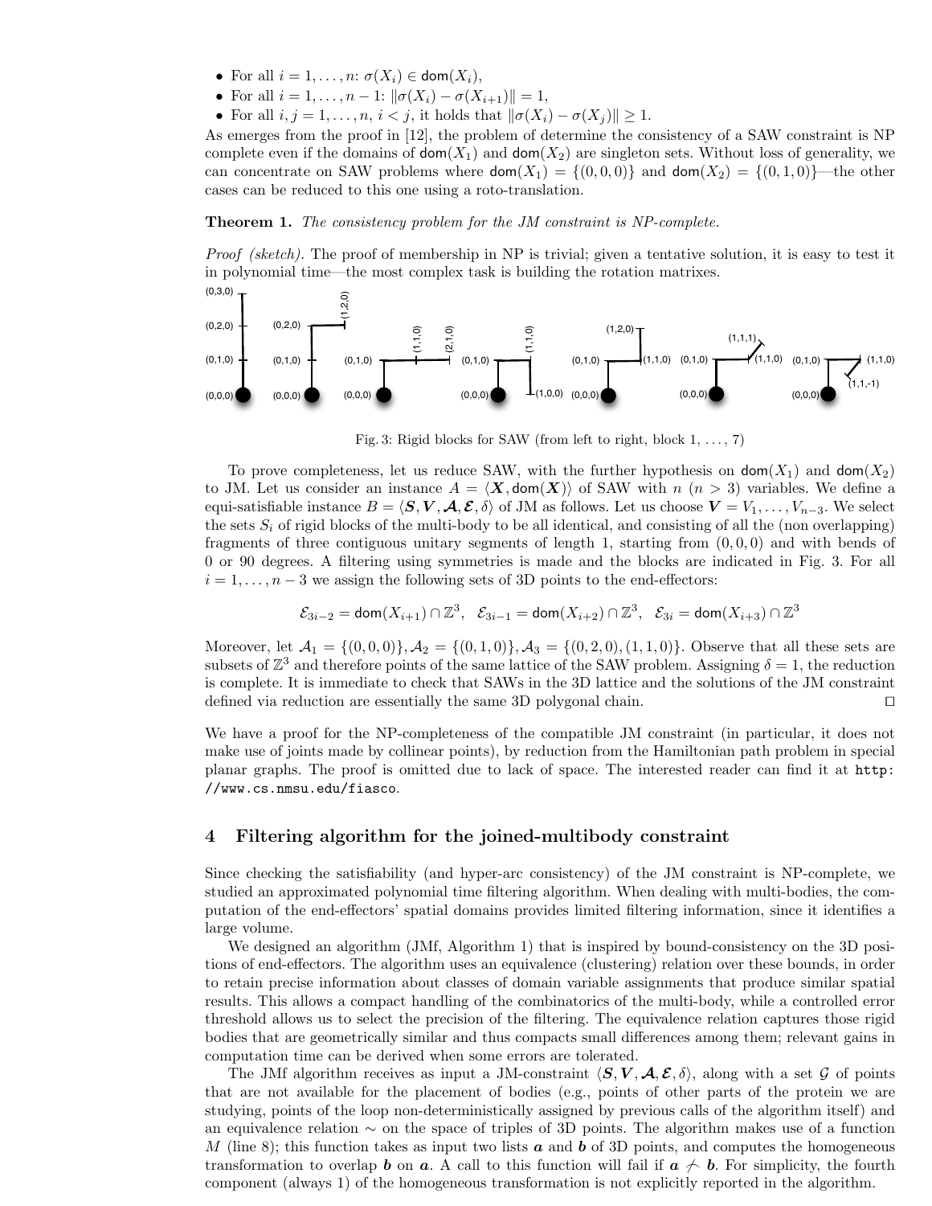- For all $i = 1, \ldots, n$: $\sigma(X_i) \in \mathsf{dom}(X_i)$,
- For all $i = 1, \ldots, n-1$: $\|\sigma(X_i) - \sigma(X_{i+1})\| = 1$,
- For all $i, j = 1, \ldots, n$, $i < j$, it holds that $\|\sigma(X_i) - \sigma(X_j)\| \geq 1$.

As emerges from the proof in [12], the problem of determine the consistency of a SAW constraint is NP complete even if the domains of $\mathsf{dom}(X_1)$ and $\mathsf{dom}(X_2)$ are singleton sets. Without loss of generality, we can concentrate on SAW problems where $\mathsf{dom}(X_1) = \{(0,0,0)\}$ and $\mathsf{dom}(X_2) = \{(0,1,0)\}$—the other cases can be reduced to this one using a roto-translation.

**Theorem 1.** *The consistency problem for the JM constraint is NP-complete.*

*Proof (sketch).* The proof of membership in NP is trivial; given a tentative solution, it is easy to test it in polynomial time—the most complex task is building the rotation matrixes.

Fig. 3: Rigid blocks for SAW (from left to right, block 1, ..., 7)

To prove completeness, let us reduce SAW, with the further hypothesis on $\mathsf{dom}(X_1)$ and $\mathsf{dom}(X_2)$ to JM. Let us consider an instance $A = \langle \boldsymbol{X}, \mathsf{dom}(\boldsymbol{X}) \rangle$ of SAW with $n$ ($n > 3$) variables. We define a equi-satisfiable instance $B = \langle \boldsymbol{S}, \boldsymbol{V}, \boldsymbol{\mathcal{A}}, \boldsymbol{\mathcal{E}}, \delta \rangle$ of JM as follows. Let us choose $\boldsymbol{V} = V_1, \ldots, V_{n-3}$. We select the sets $S_i$ of rigid blocks of the multi-body to be all identical, and consisting of all the (non overlapping) fragments of three contiguous unitary segments of length 1, starting from $(0,0,0)$ and with bends of 0 or 90 degrees. A filtering using symmetries is made and the blocks are indicated in Fig. 3. For all $i = 1, \ldots, n-3$ we assign the following sets of 3D points to the end-effectors:

$$\mathcal{E}_{3i-2} = \mathsf{dom}(X_{i+1}) \cap \mathbb{Z}^3, \quad \mathcal{E}_{3i-1} = \mathsf{dom}(X_{i+2}) \cap \mathbb{Z}^3, \quad \mathcal{E}_{3i} = \mathsf{dom}(X_{i+3}) \cap \mathbb{Z}^3$$

Moreover, let $\mathcal{A}_1 = \{(0,0,0)\}, \mathcal{A}_2 = \{(0,1,0)\}, \mathcal{A}_3 = \{(0,2,0),(1,1,0)\}$. Observe that all these sets are subsets of $\mathbb{Z}^3$ and therefore points of the same lattice of the SAW problem. Assigning $\delta = 1$, the reduction is complete. It is immediate to check that SAWs in the 3D lattice and the solutions of the JM constraint defined via reduction are essentially the same 3D polygonal chain. $\square$

We have a proof for the NP-completeness of the compatible JM constraint (in particular, it does not make use of joints made by collinear points), by reduction from the Hamiltonian path problem in special planar graphs. The proof is omitted due to lack of space. The interested reader can find it at `http://www.cs.nmsu.edu/fiasco`.

## 4 Filtering algorithm for the joined-multibody constraint

Since checking the satisfiability (and hyper-arc consistency) of the JM constraint is NP-complete, we studied an approximated polynomial time filtering algorithm. When dealing with multi-bodies, the computation of the end-effectors' spatial domains provides limited filtering information, since it identifies a large volume.

We designed an algorithm (JMf, Algorithm 1) that is inspired by bound-consistency on the 3D positions of end-effectors. The algorithm uses an equivalence (clustering) relation over these bounds, in order to retain precise information about classes of domain variable assignments that produce similar spatial results. This allows a compact handling of the combinatorics of the multi-body, while a controlled error threshold allows us to select the precision of the filtering. The equivalence relation captures those rigid bodies that are geometrically similar and thus compacts small differences among them; relevant gains in computation time can be derived when some errors are tolerated.

The JMf algorithm receives as input a JM-constraint $\langle \boldsymbol{S}, \boldsymbol{V}, \boldsymbol{\mathcal{A}}, \boldsymbol{\mathcal{E}}, \delta \rangle$, along with a set $\mathcal{G}$ of points that are not available for the placement of bodies (e.g., points of other parts of the protein we are studying, points of the loop non-deterministically assigned by previous calls of the algorithm itself) and an equivalence relation $\sim$ on the space of triples of 3D points. The algorithm makes use of a function $M$ (line 8); this function takes as input two lists $\boldsymbol{a}$ and $\boldsymbol{b}$ of 3D points, and computes the homogeneous transformation to overlap $\boldsymbol{b}$ on $\boldsymbol{a}$. A call to this function will fail if $\boldsymbol{a} \not\sim \boldsymbol{b}$. For simplicity, the fourth component (always 1) of the homogeneous transformation is not explicitly reported in the algorithm.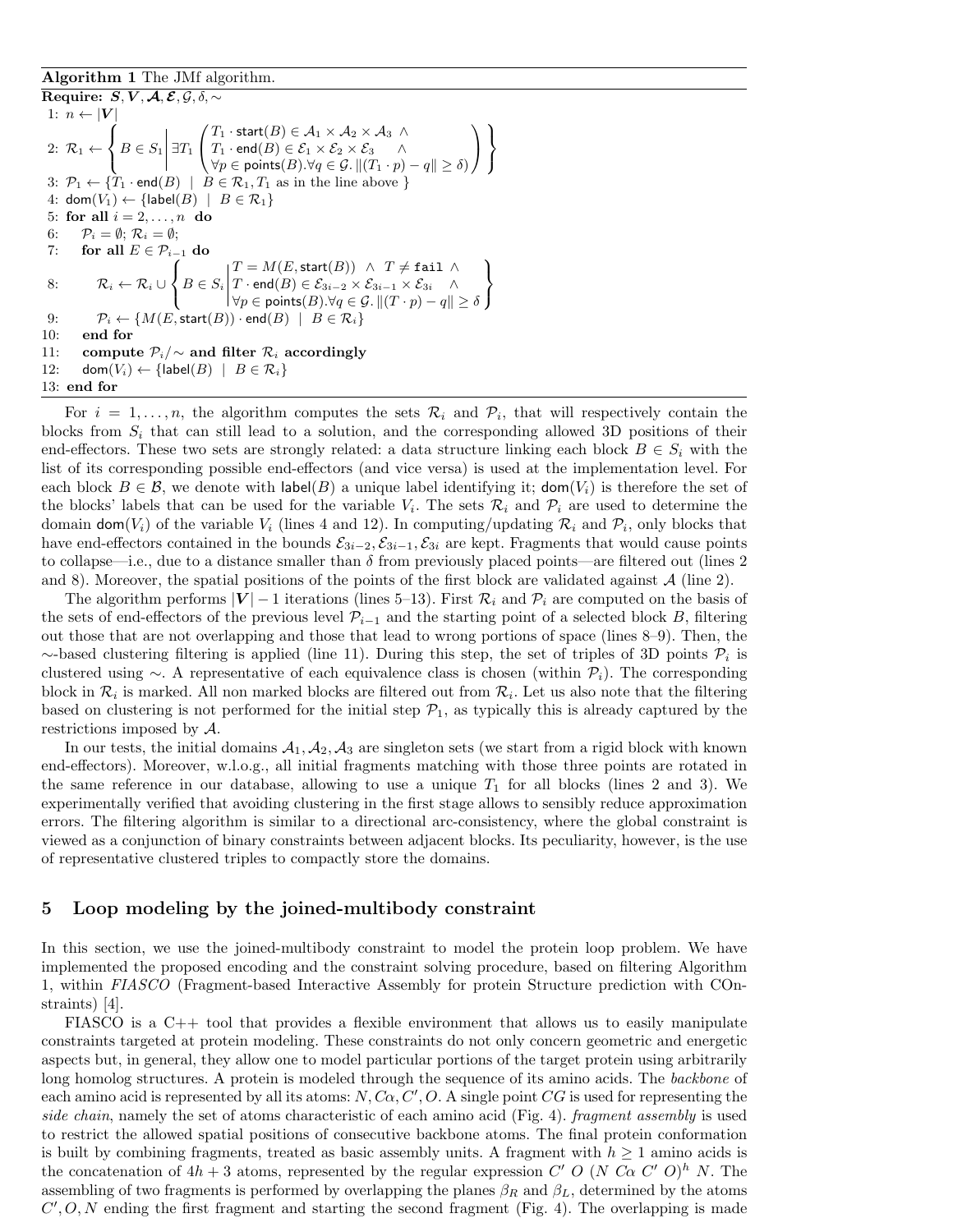**Algorithm 1** The JMf algorithm.

**Require:** $\boldsymbol{S}, \boldsymbol{V}, \boldsymbol{\mathcal{A}}, \boldsymbol{\mathcal{E}}, \mathcal{G}, \delta, \sim$

1: $n \leftarrow |\boldsymbol{V}|$

2: $\mathcal{R}_1 \leftarrow \left\{ B \in S_1 \,\middle|\, \exists T_1 \begin{pmatrix} T_1 \cdot \mathsf{start}(B) \in \mathcal{A}_1 \times \mathcal{A}_2 \times \mathcal{A}_3 \;\wedge \\ T_1 \cdot \mathsf{end}(B) \in \mathcal{E}_1 \times \mathcal{E}_2 \times \mathcal{E}_3 \quad \wedge \\ \forall p \in \mathsf{points}(B). \forall q \in \mathcal{G}. \, \|(T_1 \cdot p) - q\| \geq \delta) \end{pmatrix} \right\}$

3: $\mathcal{P}_1 \leftarrow \{T_1 \cdot \mathsf{end}(B) \;\mid\; B \in \mathcal{R}_1, T_1 \text{ as in the line above } \}$

4: $\mathsf{dom}(V_1) \leftarrow \{\mathsf{label}(B) \;\mid\; B \in \mathcal{R}_1\}$

5: **for all** $i = 2, \ldots, n$ **do**

6: $\quad \mathcal{P}_i = \emptyset$; $\mathcal{R}_i = \emptyset$;

7: $\quad$ **for all** $E \in \mathcal{P}_{i-1}$ **do**

8: $\quad\quad \mathcal{R}_i \leftarrow \mathcal{R}_i \cup \left\{ B \in S_i \,\middle|\, \begin{matrix} T = M(E, \mathsf{start}(B)) \;\wedge\; T \neq \texttt{fail} \;\wedge \\ T \cdot \mathsf{end}(B) \in \mathcal{E}_{3i-2} \times \mathcal{E}_{3i-1} \times \mathcal{E}_{3i} \quad \wedge \\ \forall p \in \mathsf{points}(B). \forall q \in \mathcal{G}. \, \|(T \cdot p) - q\| \geq \delta \end{matrix} \right\}$

9: $\quad\quad \mathcal{P}_i \leftarrow \{M(E, \mathsf{start}(B)) \cdot \mathsf{end}(B) \;\mid\; B \in \mathcal{R}_i\}$

10: $\quad$ **end for**

11: $\quad$ **compute** $\mathcal{P}_i/\!\sim$ **and filter** $\mathcal{R}_i$ **accordingly**

12: $\quad \mathsf{dom}(V_i) \leftarrow \{\mathsf{label}(B) \;\mid\; B \in \mathcal{R}_i\}$

13: **end for**

For $i = 1, \ldots, n$, the algorithm computes the sets $\mathcal{R}_i$ and $\mathcal{P}_i$, that will respectively contain the blocks from $S_i$ that can still lead to a solution, and the corresponding allowed 3D positions of their end-effectors. These two sets are strongly related: a data structure linking each block $B \in S_i$ with the list of its corresponding possible end-effectors (and vice versa) is used at the implementation level. For each block $B \in \mathcal{B}$, we denote with $\mathsf{label}(B)$ a unique label identifying it; $\mathsf{dom}(V_i)$ is therefore the set of the blocks' labels that can be used for the variable $V_i$. The sets $\mathcal{R}_i$ and $\mathcal{P}_i$ are used to determine the domain $\mathsf{dom}(V_i)$ of the variable $V_i$ (lines 4 and 12). In computing/updating $\mathcal{R}_i$ and $\mathcal{P}_i$, only blocks that have end-effectors contained in the bounds $\mathcal{E}_{3i-2}, \mathcal{E}_{3i-1}, \mathcal{E}_{3i}$ are kept. Fragments that would cause points to collapse—i.e., due to a distance smaller than $\delta$ from previously placed points—are filtered out (lines 2 and 8). Moreover, the spatial positions of the points of the first block are validated against $\mathcal{A}$ (line 2).

The algorithm performs $|\boldsymbol{V}| - 1$ iterations (lines 5–13). First $\mathcal{R}_i$ and $\mathcal{P}_i$ are computed on the basis of the sets of end-effectors of the previous level $\mathcal{P}_{i-1}$ and the starting point of a selected block $B$, filtering out those that are not overlapping and those that lead to wrong portions of space (lines 8–9). Then, the $\sim$-based clustering filtering is applied (line 11). During this step, the set of triples of 3D points $\mathcal{P}_i$ is clustered using $\sim$. A representative of each equivalence class is chosen (within $\mathcal{P}_i$). The corresponding block in $\mathcal{R}_i$ is marked. All non marked blocks are filtered out from $\mathcal{R}_i$. Let us also note that the filtering based on clustering is not performed for the initial step $\mathcal{P}_1$, as typically this is already captured by the restrictions imposed by $\mathcal{A}$.

In our tests, the initial domains $\mathcal{A}_1, \mathcal{A}_2, \mathcal{A}_3$ are singleton sets (we start from a rigid block with known end-effectors). Moreover, w.l.o.g., all initial fragments matching with those three points are rotated in the same reference in our database, allowing to use a unique $T_1$ for all blocks (lines 2 and 3). We experimentally verified that avoiding clustering in the first stage allows to sensibly reduce approximation errors. The filtering algorithm is similar to a directional arc-consistency, where the global constraint is viewed as a conjunction of binary constraints between adjacent blocks. Its peculiarity, however, is the use of representative clustered triples to compactly store the domains.

## 5 Loop modeling by the joined-multibody constraint

In this section, we use the joined-multibody constraint to model the protein loop problem. We have implemented the proposed encoding and the constraint solving procedure, based on filtering Algorithm 1, within *FIASCO* (Fragment-based Interactive Assembly for protein Structure prediction with COnstraints) [4].

FIASCO is a C++ tool that provides a flexible environment that allows us to easily manipulate constraints targeted at protein modeling. These constraints do not only concern geometric and energetic aspects but, in general, they allow one to model particular portions of the target protein using arbitrarily long homolog structures. A protein is modeled through the sequence of its amino acids. The *backbone* of each amino acid is represented by all its atoms: $N, C\alpha, C', O$. A single point $CG$ is used for representing the *side chain*, namely the set of atoms characteristic of each amino acid (Fig. 4). *fragment assembly* is used to restrict the allowed spatial positions of consecutive backbone atoms. The final protein conformation is built by combining fragments, treated as basic assembly units. A fragment with $h \geq 1$ amino acids is the concatenation of $4h + 3$ atoms, represented by the regular expression $C' \; O \; (N \; C\alpha \; C' \; O)^h \; N$. The assembling of two fragments is performed by overlapping the planes $\beta_R$ and $\beta_L$, determined by the atoms $C', O, N$ ending the first fragment and starting the second fragment (Fig. 4). The overlapping is made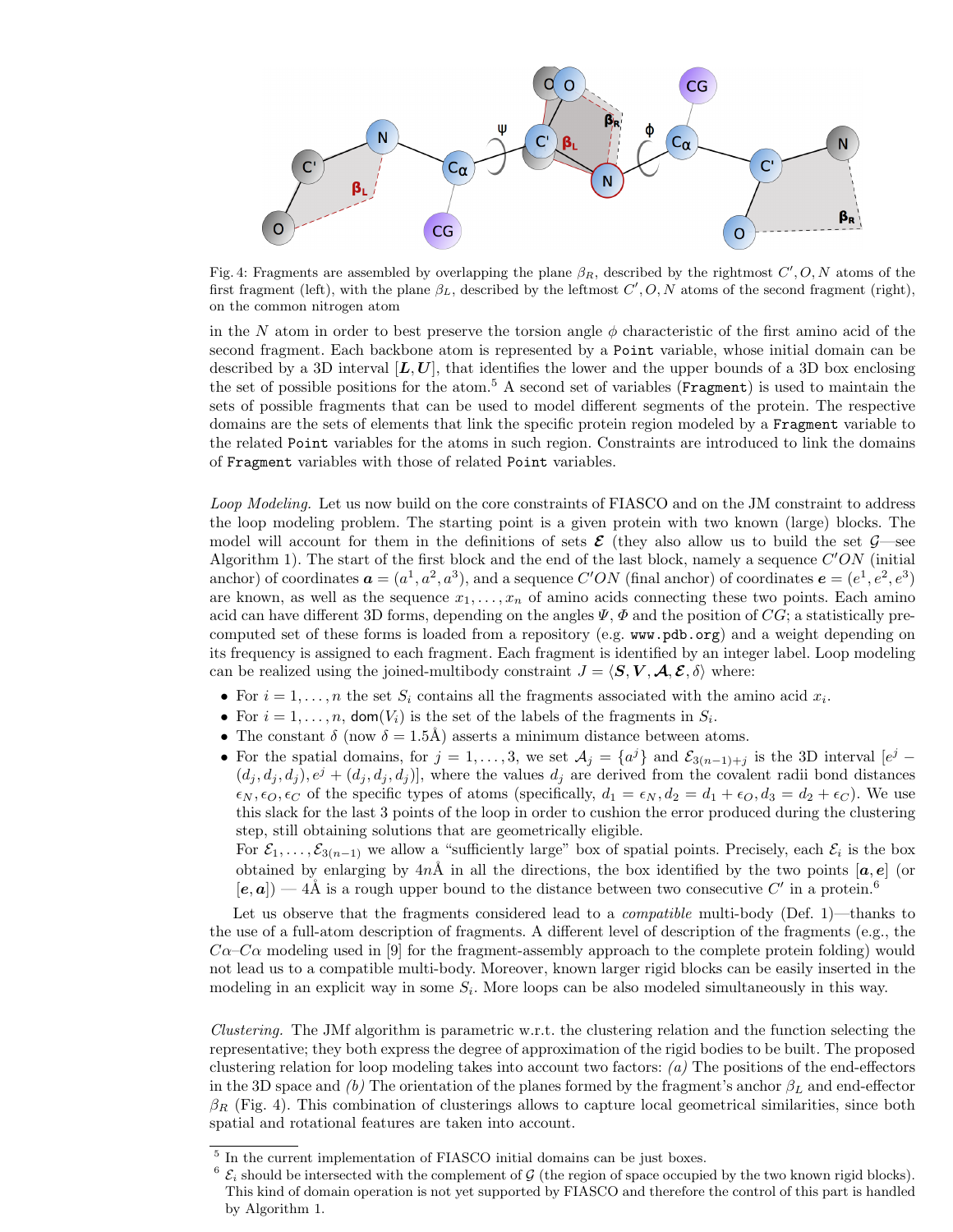Fig. 4: Fragments are assembled by overlapping the plane $\beta_R$, described by the rightmost $C', O, N$ atoms of the first fragment (left), with the plane $\beta_L$, described by the leftmost $C', O, N$ atoms of the second fragment (right), on the common nitrogen atom

in the $N$ atom in order to best preserve the torsion angle $\phi$ characteristic of the first amino acid of the second fragment. Each backbone atom is represented by a `Point` variable, whose initial domain can be described by a 3D interval $[\boldsymbol{L}, \boldsymbol{U}]$, that identifies the lower and the upper bounds of a 3D box enclosing the set of possible positions for the atom.[5] A second set of variables (`Fragment`) is used to maintain the sets of possible fragments that can be used to model different segments of the protein. The respective domains are the sets of elements that link the specific protein region modeled by a `Fragment` variable to the related `Point` variables for the atoms in such region. Constraints are introduced to link the domains of `Fragment` variables with those of related `Point` variables.

*Loop Modeling.* Let us now build on the core constraints of FIASCO and on the JM constraint to address the loop modeling problem. The starting point is a given protein with two known (large) blocks. The model will account for them in the definitions of sets $\boldsymbol{\mathcal{E}}$ (they also allow us to build the set $\mathcal{G}$—see Algorithm 1). The start of the first block and the end of the last block, namely a sequence $C'ON$ (initial anchor) of coordinates $\boldsymbol{a} = (a^1, a^2, a^3)$, and a sequence $C'ON$ (final anchor) of coordinates $\boldsymbol{e} = (e^1, e^2, e^3)$ are known, as well as the sequence $x_1, \ldots, x_n$ of amino acids connecting these two points. Each amino acid can have different 3D forms, depending on the angles $\Psi, \Phi$ and the position of $CG$; a statistically pre-computed set of these forms is loaded from a repository (e.g. `www.pdb.org`) and a weight depending on its frequency is assigned to each fragment. Each fragment is identified by an integer label. Loop modeling can be realized using the joined-multibody constraint $J = \langle \boldsymbol{S}, \boldsymbol{V}, \boldsymbol{\mathcal{A}}, \boldsymbol{\mathcal{E}}, \delta \rangle$ where:

- For $i = 1, \ldots, n$ the set $S_i$ contains all the fragments associated with the amino acid $x_i$.
- For $i = 1, \ldots, n$, $\mathsf{dom}(V_i)$ is the set of the labels of the fragments in $S_i$.
- The constant $\delta$ (now $\delta = 1.5$Å) asserts a minimum distance between atoms.
- For the spatial domains, for $j = 1, \ldots, 3$, we set $\mathcal{A}_j = \{a^j\}$ and $\mathcal{E}_{3(n-1)+j}$ is the 3D interval $[e^j - (d_j, d_j, d_j), e^j + (d_j, d_j, d_j)]$, where the values $d_j$ are derived from the covalent radii bond distances $\epsilon_N, \epsilon_O, \epsilon_C$ of the specific types of atoms (specifically, $d_1 = \epsilon_N, d_2 = d_1 + \epsilon_O, d_3 = d_2 + \epsilon_C$). We use this slack for the last 3 points of the loop in order to cushion the error produced during the clustering step, still obtaining solutions that are geometrically eligible.
  For $\mathcal{E}_1, \ldots, \mathcal{E}_{3(n-1)}$ we allow a "sufficiently large" box of spatial points. Precisely, each $\mathcal{E}_i$ is the box obtained by enlarging by $4n$Å in all the directions, the box identified by the two points $[\boldsymbol{a}, \boldsymbol{e}]$ (or $[\boldsymbol{e}, \boldsymbol{a}]$) — 4Å is a rough upper bound to the distance between two consecutive $C'$ in a protein.[6]

Let us observe that the fragments considered lead to a *compatible* multi-body (Def. 1)—thanks to the use of a full-atom description of fragments. A different level of description of the fragments (e.g., the $C\alpha$–$C\alpha$ modeling used in [9] for the fragment-assembly approach to the complete protein folding) would not lead us to a compatible multi-body. Moreover, known larger rigid blocks can be easily inserted in the modeling in an explicit way in some $S_i$. More loops can be also modeled simultaneously in this way.

*Clustering.* The JMf algorithm is parametric w.r.t. the clustering relation and the function selecting the representative; they both express the degree of approximation of the rigid bodies to be built. The proposed clustering relation for loop modeling takes into account two factors: *(a)* The positions of the end-effectors in the 3D space and *(b)* The orientation of the planes formed by the fragment's anchor $\beta_L$ and end-effector $\beta_R$ (Fig. 4). This combination of clusterings allows to capture local geometrical similarities, since both spatial and rotational features are taken into account.

[5] In the current implementation of FIASCO initial domains can be just boxes.

[6] $\mathcal{E}_i$ should be intersected with the complement of $\mathcal{G}$ (the region of space occupied by the two known rigid blocks). This kind of domain operation is not yet supported by FIASCO and therefore the control of this part is handled by Algorithm 1.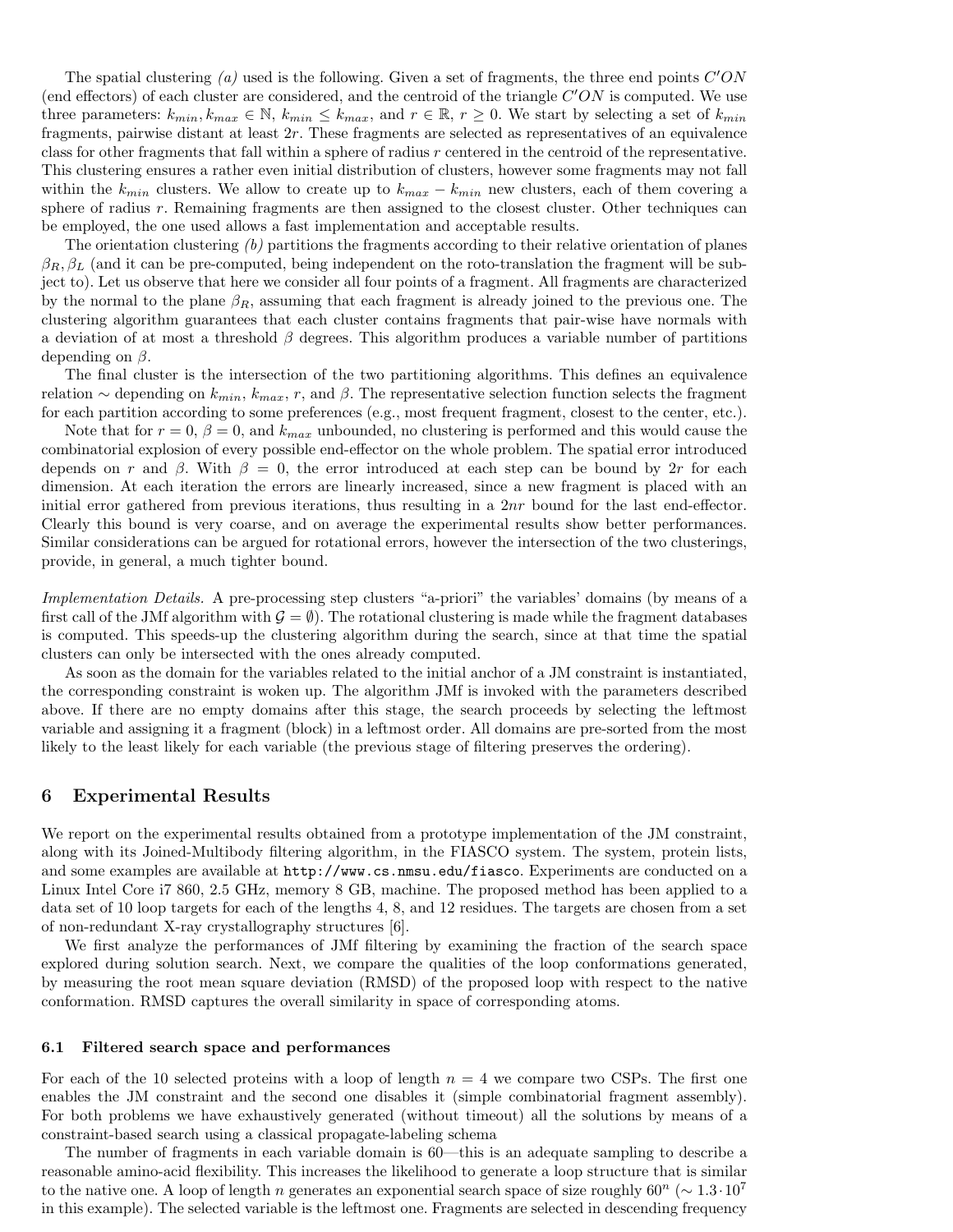The spatial clustering *(a)* used is the following. Given a set of fragments, the three end points $C'ON$ (end effectors) of each cluster are considered, and the centroid of the triangle $C'ON$ is computed. We use three parameters: $k_{min}, k_{max} \in \mathbb{N}$, $k_{min} \leq k_{max}$, and $r \in \mathbb{R}$, $r \geq 0$. We start by selecting a set of $k_{min}$ fragments, pairwise distant at least $2r$. These fragments are selected as representatives of an equivalence class for other fragments that fall within a sphere of radius $r$ centered in the centroid of the representative. This clustering ensures a rather even initial distribution of clusters, however some fragments may not fall within the $k_{min}$ clusters. We allow to create up to $k_{max} - k_{min}$ new clusters, each of them covering a sphere of radius $r$. Remaining fragments are then assigned to the closest cluster. Other techniques can be employed, the one used allows a fast implementation and acceptable results.

The orientation clustering *(b)* partitions the fragments according to their relative orientation of planes $\beta_R, \beta_L$ (and it can be pre-computed, being independent on the roto-translation the fragment will be subject to). Let us observe that here we consider all four points of a fragment. All fragments are characterized by the normal to the plane $\beta_R$, assuming that each fragment is already joined to the previous one. The clustering algorithm guarantees that each cluster contains fragments that pair-wise have normals with a deviation of at most a threshold $\beta$ degrees. This algorithm produces a variable number of partitions depending on $\beta$.

The final cluster is the intersection of the two partitioning algorithms. This defines an equivalence relation $\sim$ depending on $k_{min}$, $k_{max}$, $r$, and $\beta$. The representative selection function selects the fragment for each partition according to some preferences (e.g., most frequent fragment, closest to the center, etc.).

Note that for $r = 0$, $\beta = 0$, and $k_{max}$ unbounded, no clustering is performed and this would cause the combinatorial explosion of every possible end-effector on the whole problem. The spatial error introduced depends on $r$ and $\beta$. With $\beta = 0$, the error introduced at each step can be bound by $2r$ for each dimension. At each iteration the errors are linearly increased, since a new fragment is placed with an initial error gathered from previous iterations, thus resulting in a $2nr$ bound for the last end-effector. Clearly this bound is very coarse, and on average the experimental results show better performances. Similar considerations can be argued for rotational errors, however the intersection of the two clusterings, provide, in general, a much tighter bound.

*Implementation Details.* A pre-processing step clusters "a-priori" the variables' domains (by means of a first call of the JMf algorithm with $\mathcal{G} = \emptyset$). The rotational clustering is made while the fragment databases is computed. This speeds-up the clustering algorithm during the search, since at that time the spatial clusters can only be intersected with the ones already computed.

As soon as the domain for the variables related to the initial anchor of a JM constraint is instantiated, the corresponding constraint is woken up. The algorithm JMf is invoked with the parameters described above. If there are no empty domains after this stage, the search proceeds by selecting the leftmost variable and assigning it a fragment (block) in a leftmost order. All domains are pre-sorted from the most likely to the least likely for each variable (the previous stage of filtering preserves the ordering).

## 6 Experimental Results

We report on the experimental results obtained from a prototype implementation of the JM constraint, along with its Joined-Multibody filtering algorithm, in the FIASCO system. The system, protein lists, and some examples are available at `http://www.cs.nmsu.edu/fiasco`. Experiments are conducted on a Linux Intel Core i7 860, 2.5 GHz, memory 8 GB, machine. The proposed method has been applied to a data set of 10 loop targets for each of the lengths 4, 8, and 12 residues. The targets are chosen from a set of non-redundant X-ray crystallography structures [6].

We first analyze the performances of JMf filtering by examining the fraction of the search space explored during solution search. Next, we compare the qualities of the loop conformations generated, by measuring the root mean square deviation (RMSD) of the proposed loop with respect to the native conformation. RMSD captures the overall similarity in space of corresponding atoms.

### 6.1 Filtered search space and performances

For each of the 10 selected proteins with a loop of length $n = 4$ we compare two CSPs. The first one enables the JM constraint and the second one disables it (simple combinatorial fragment assembly). For both problems we have exhaustively generated (without timeout) all the solutions by means of a constraint-based search using a classical propagate-labeling schema

The number of fragments in each variable domain is 60—this is an adequate sampling to describe a reasonable amino-acid flexibility. This increases the likelihood to generate a loop structure that is similar to the native one. A loop of length $n$ generates an exponential search space of size roughly $60^n$ ($\sim 1.3 \cdot 10^7$ in this example). The selected variable is the leftmost one. Fragments are selected in descending frequency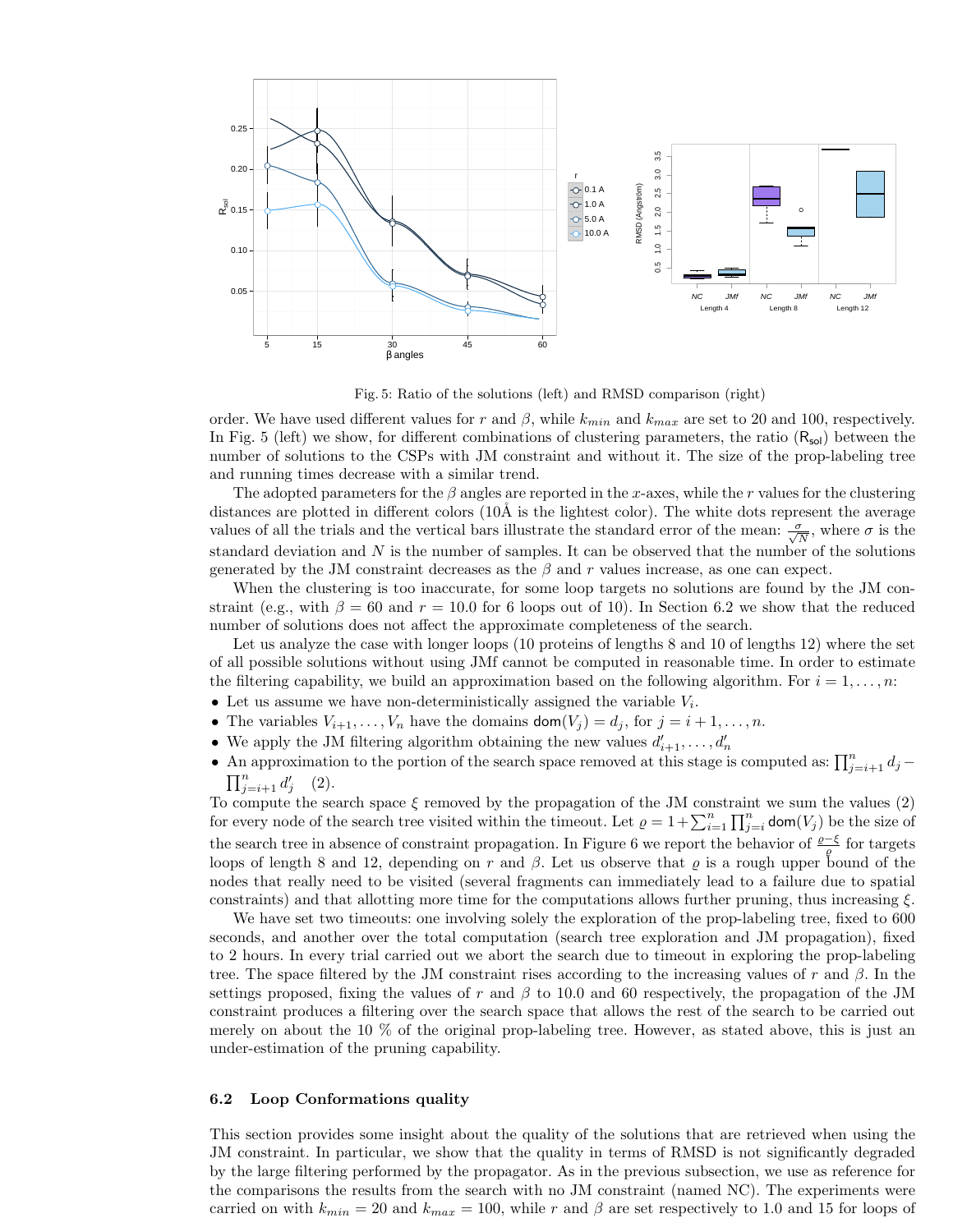Fig. 5: Ratio of the solutions (left) and RMSD comparison (right)

order. We have used different values for $r$ and $\beta$, while $k_{min}$ and $k_{max}$ are set to 20 and 100, respectively. In Fig. 5 (left) we show, for different combinations of clustering parameters, the ratio ($\mathsf{R}_{\mathsf{sol}}$) between the number of solutions to the CSPs with JM constraint and without it. The size of the prop-labeling tree and running times decrease with a similar trend.

The adopted parameters for the $\beta$ angles are reported in the $x$-axes, while the $r$ values for the clustering distances are plotted in different colors (10Å is the lightest color). The white dots represent the average values of all the trials and the vertical bars illustrate the standard error of the mean: $\frac{\sigma}{\sqrt{N}}$, where $\sigma$ is the standard deviation and $N$ is the number of samples. It can be observed that the number of the solutions generated by the JM constraint decreases as the $\beta$ and $r$ values increase, as one can expect.

When the clustering is too inaccurate, for some loop targets no solutions are found by the JM constraint (e.g., with $\beta = 60$ and $r = 10.0$ for 6 loops out of 10). In Section 6.2 we show that the reduced number of solutions does not affect the approximate completeness of the search.

Let us analyze the case with longer loops (10 proteins of lengths 8 and 10 of lengths 12) where the set of all possible solutions without using JMf cannot be computed in reasonable time. In order to estimate the filtering capability, we build an approximation based on the following algorithm. For $i = 1, \ldots, n$:

- Let us assume we have non-deterministically assigned the variable $V_i$.
- The variables $V_{i+1}, \ldots, V_n$ have the domains $\mathsf{dom}(V_j) = d_j$, for $j = i+1, \ldots, n$.
- We apply the JM filtering algorithm obtaining the new values $d'_{i+1}, \ldots, d'_n$
- An approximation to the portion of the search space removed at this stage is computed as: $\prod_{j=i+1}^{n} d_j - \prod_{j=i+1}^{n} d'_j \quad (2)$.

To compute the search space $\xi$ removed by the propagation of the JM constraint we sum the values (2) for every node of the search tree visited within the timeout. Let $\varrho = 1 + \sum_{i=1}^{n} \prod_{j=i}^{n} \mathsf{dom}(V_j)$ be the size of the search tree in absence of constraint propagation. In Figure 6 we report the behavior of $\frac{\varrho - \xi}{\varrho}$ for targets loops of length 8 and 12, depending on $r$ and $\beta$. Let us observe that $\varrho$ is a rough upper bound of the nodes that really need to be visited (several fragments can immediately lead to a failure due to spatial constraints) and that allotting more time for the computations allows further pruning, thus increasing $\xi$.

We have set two timeouts: one involving solely the exploration of the prop-labeling tree, fixed to 600 seconds, and another over the total computation (search tree exploration and JM propagation), fixed to 2 hours. In every trial carried out we abort the search due to timeout in exploring the prop-labeling tree. The space filtered by the JM constraint rises according to the increasing values of $r$ and $\beta$. In the settings proposed, fixing the values of $r$ and $\beta$ to 10.0 and 60 respectively, the propagation of the JM constraint produces a filtering over the search space that allows the rest of the search to be carried out merely on about the 10 % of the original prop-labeling tree. However, as stated above, this is just an under-estimation of the pruning capability.

### 6.2 Loop Conformations quality

This section provides some insight about the quality of the solutions that are retrieved when using the JM constraint. In particular, we show that the quality in terms of RMSD is not significantly degraded by the large filtering performed by the propagator. As in the previous subsection, we use as reference for the comparisons the results from the search with no JM constraint (named NC). The experiments were carried on with $k_{min} = 20$ and $k_{max} = 100$, while $r$ and $\beta$ are set respectively to 1.0 and 15 for loops of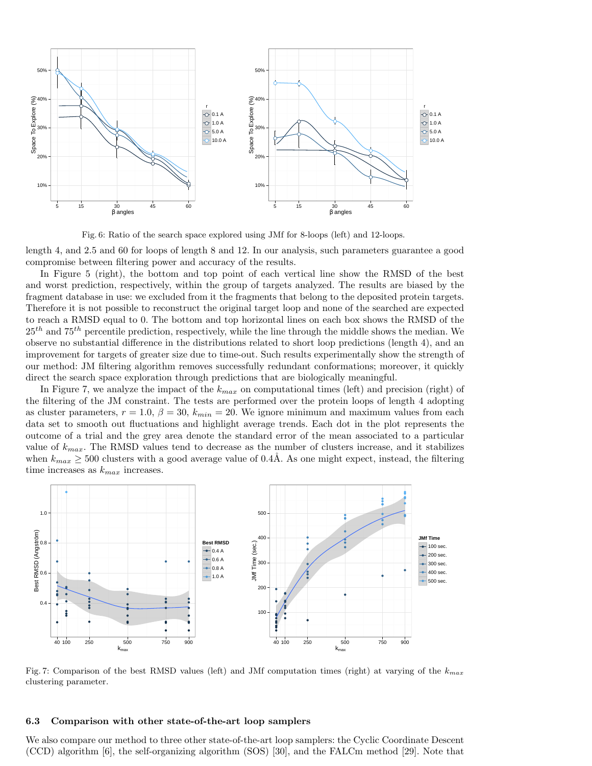Fig. 6: Ratio of the search space explored using JMf for 8-loops (left) and 12-loops.

length 4, and 2.5 and 60 for loops of length 8 and 12. In our analysis, such parameters guarantee a good compromise between filtering power and accuracy of the results.

In Figure 5 (right), the bottom and top point of each vertical line show the RMSD of the best and worst prediction, respectively, within the group of targets analyzed. The results are biased by the fragment database in use: we excluded from it the fragments that belong to the deposited protein targets. Therefore it is not possible to reconstruct the original target loop and none of the searched are expected to reach a RMSD equal to 0. The bottom and top horizontal lines on each box shows the RMSD of the $25^{th}$ and $75^{th}$ percentile prediction, respectively, while the line through the middle shows the median. We observe no substantial difference in the distributions related to short loop predictions (length 4), and an improvement for targets of greater size due to time-out. Such results experimentally show the strength of our method: JM filtering algorithm removes successfully redundant conformations; moreover, it quickly direct the search space exploration through predictions that are biologically meaningful.

In Figure 7, we analyze the impact of the $k_{max}$ on computational times (left) and precision (right) of the filtering of the JM constraint. The tests are performed over the protein loops of length 4 adopting as cluster parameters, $r = 1.0$, $\beta = 30$, $k_{min} = 20$. We ignore minimum and maximum values from each data set to smooth out fluctuations and highlight average trends. Each dot in the plot represents the outcome of a trial and the grey area denote the standard error of the mean associated to a particular value of $k_{max}$. The RMSD values tend to decrease as the number of clusters increase, and it stabilizes when $k_{max} \geq 500$ clusters with a good average value of 0.4Å. As one might expect, instead, the filtering time increases as $k_{max}$ increases.

Fig. 7: Comparison of the best RMSD values (left) and JMf computation times (right) at varying of the $k_{max}$ clustering parameter.

### 6.3 Comparison with other state-of-the-art loop samplers

We also compare our method to three other state-of-the-art loop samplers: the Cyclic Coordinate Descent (CCD) algorithm [6], the self-organizing algorithm (SOS) [30], and the FALCm method [29]. Note that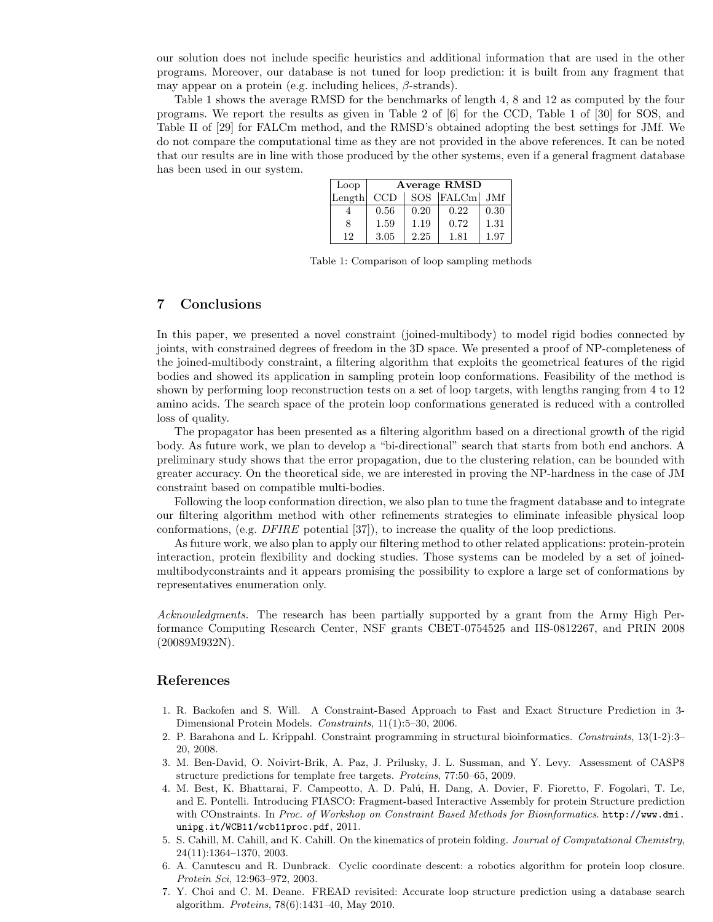our solution does not include specific heuristics and additional information that are used in the other programs. Moreover, our database is not tuned for loop prediction: it is built from any fragment that may appear on a protein (e.g. including helices, $\beta$-strands).

Table 1 shows the average RMSD for the benchmarks of length 4, 8 and 12 as computed by the four programs. We report the results as given in Table 2 of [6] for the CCD, Table 1 of [30] for SOS, and Table II of [29] for FALCm method, and the RMSD's obtained adopting the best settings for JMf. We do not compare the computational time as they are not provided in the above references. It can be noted that our results are in line with those produced by the other systems, even if a general fragment database has been used in our system.

| Loop | **Average RMSD** | | | |
|---|---|---|---|---|
| Length | CCD | SOS | FALCm | JMf |
| 4 | 0.56 | 0.20 | 0.22 | 0.30 |
| 8 | 1.59 | 1.19 | 0.72 | 1.31 |
| 12 | 3.05 | 2.25 | 1.81 | 1.97 |

Table 1: Comparison of loop sampling methods

## 7 Conclusions

In this paper, we presented a novel constraint (joined-multibody) to model rigid bodies connected by joints, with constrained degrees of freedom in the 3D space. We presented a proof of NP-completeness of the joined-multibody constraint, a filtering algorithm that exploits the geometrical features of the rigid bodies and showed its application in sampling protein loop conformations. Feasibility of the method is shown by performing loop reconstruction tests on a set of loop targets, with lengths ranging from 4 to 12 amino acids. The search space of the protein loop conformations generated is reduced with a controlled loss of quality.

The propagator has been presented as a filtering algorithm based on a directional growth of the rigid body. As future work, we plan to develop a "bi-directional" search that starts from both end anchors. A preliminary study shows that the error propagation, due to the clustering relation, can be bounded with greater accuracy. On the theoretical side, we are interested in proving the NP-hardness in the case of JM constraint based on compatible multi-bodies.

Following the loop conformation direction, we also plan to tune the fragment database and to integrate our filtering algorithm method with other refinements strategies to eliminate infeasible physical loop conformations, (e.g. *DFIRE* potential [37]), to increase the quality of the loop predictions.

As future work, we also plan to apply our filtering method to other related applications: protein-protein interaction, protein flexibility and docking studies. Those systems can be modeled by a set of joined-multibodyconstraints and it appears promising the possibility to explore a large set of conformations by representatives enumeration only.

*Acknowledgments.* The research has been partially supported by a grant from the Army High Performance Computing Research Center, NSF grants CBET-0754525 and IIS-0812267, and PRIN 2008 (20089M932N).

## References

1. R. Backofen and S. Will. A Constraint-Based Approach to Fast and Exact Structure Prediction in 3-Dimensional Protein Models. *Constraints*, 11(1):5–30, 2006.
2. P. Barahona and L. Krippahl. Constraint programming in structural bioinformatics. *Constraints*, 13(1-2):3–20, 2008.
3. M. Ben-David, O. Noivirt-Brik, A. Paz, J. Prilusky, J. L. Sussman, and Y. Levy. Assessment of CASP8 structure predictions for template free targets. *Proteins*, 77:50–65, 2009.
4. M. Best, K. Bhattarai, F. Campeotto, A. D. Palú, H. Dang, A. Dovier, F. Fioretto, F. Fogolari, T. Le, and E. Pontelli. Introducing FIASCO: Fragment-based Interactive Assembly for protein Structure prediction with COnstraints. In *Proc. of Workshop on Constraint Based Methods for Bioinformatics*. `http://www.dmi.unipg.it/WCB11/wcb11proc.pdf`, 2011.
5. S. Cahill, M. Cahill, and K. Cahill. On the kinematics of protein folding. *Journal of Computational Chemistry*, 24(11):1364–1370, 2003.
6. A. Canutescu and R. Dunbrack. Cyclic coordinate descent: a robotics algorithm for protein loop closure. *Protein Sci*, 12:963–972, 2003.
7. Y. Choi and C. M. Deane. FREAD revisited: Accurate loop structure prediction using a database search algorithm. *Proteins*, 78(6):1431–40, May 2010.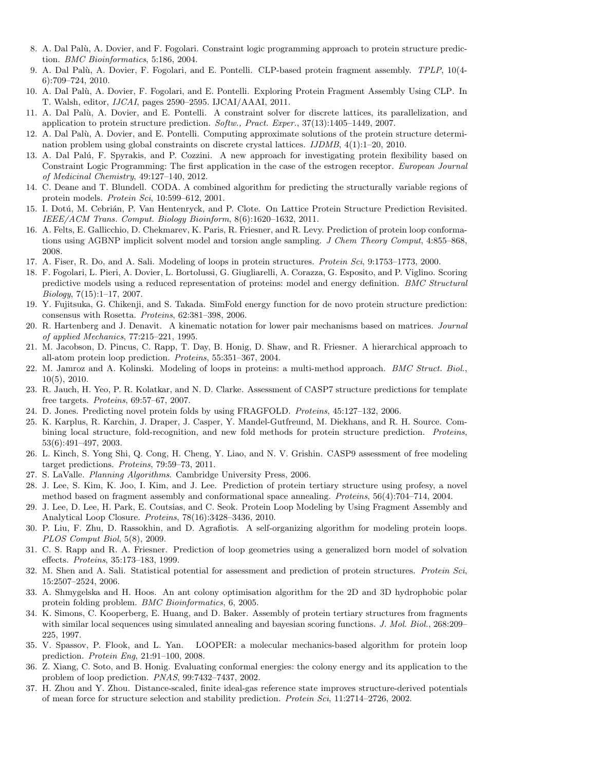8. A. Dal Palù, A. Dovier, and F. Fogolari. Constraint logic programming approach to protein structure prediction. *BMC Bioinformatics*, 5:186, 2004.
9. A. Dal Palù, A. Dovier, F. Fogolari, and E. Pontelli. CLP-based protein fragment assembly. *TPLP*, 10(4-6):709–724, 2010.
10. A. Dal Palù, A. Dovier, F. Fogolari, and E. Pontelli. Exploring Protein Fragment Assembly Using CLP. In T. Walsh, editor, *IJCAI*, pages 2590–2595. IJCAI/AAAI, 2011.
11. A. Dal Palù, A. Dovier, and E. Pontelli. A constraint solver for discrete lattices, its parallelization, and application to protein structure prediction. *Softw., Pract. Exper.*, 37(13):1405–1449, 2007.
12. A. Dal Palù, A. Dovier, and E. Pontelli. Computing approximate solutions of the protein structure determination problem using global constraints on discrete crystal lattices. *IJDMB*, 4(1):1–20, 2010.
13. A. Dal Palú, F. Spyrakis, and P. Cozzini. A new approach for investigating protein flexibility based on Constraint Logic Programming: The first application in the case of the estrogen receptor. *European Journal of Medicinal Chemistry*, 49:127–140, 2012.
14. C. Deane and T. Blundell. CODA. A combined algorithm for predicting the structurally variable regions of protein models. *Protein Sci*, 10:599–612, 2001.
15. I. Dotú, M. Cebrián, P. Van Hentenryck, and P. Clote. On Lattice Protein Structure Prediction Revisited. *IEEE/ACM Trans. Comput. Biology Bioinform*, 8(6):1620–1632, 2011.
16. A. Felts, E. Gallicchio, D. Chekmarev, K. Paris, R. Friesner, and R. Levy. Prediction of protein loop conformations using AGBNP implicit solvent model and torsion angle sampling. *J Chem Theory Comput*, 4:855–868, 2008.
17. A. Fiser, R. Do, and A. Sali. Modeling of loops in protein structures. *Protein Sci*, 9:1753–1773, 2000.
18. F. Fogolari, L. Pieri, A. Dovier, L. Bortolussi, G. Giugliarelli, A. Corazza, G. Esposito, and P. Viglino. Scoring predictive models using a reduced representation of proteins: model and energy definition. *BMC Structural Biology*, 7(15):1–17, 2007.
19. Y. Fujitsuka, G. Chikenji, and S. Takada. SimFold energy function for de novo protein structure prediction: consensus with Rosetta. *Proteins*, 62:381–398, 2006.
20. R. Hartenberg and J. Denavit. A kinematic notation for lower pair mechanisms based on matrices. *Journal of applied Mechanics*, 77:215–221, 1995.
21. M. Jacobson, D. Pincus, C. Rapp, T. Day, B. Honig, D. Shaw, and R. Friesner. A hierarchical approach to all-atom protein loop prediction. *Proteins*, 55:351–367, 2004.
22. M. Jamroz and A. Kolinski. Modeling of loops in proteins: a multi-method approach. *BMC Struct. Biol.*, 10(5), 2010.
23. R. Jauch, H. Yeo, P. R. Kolatkar, and N. D. Clarke. Assessment of CASP7 structure predictions for template free targets. *Proteins*, 69:57–67, 2007.
24. D. Jones. Predicting novel protein folds by using FRAGFOLD. *Proteins*, 45:127–132, 2006.
25. K. Karplus, R. Karchin, J. Draper, J. Casper, Y. Mandel-Gutfreund, M. Diekhans, and R. H. Source. Combining local structure, fold-recognition, and new fold methods for protein structure prediction. *Proteins*, 53(6):491–497, 2003.
26. L. Kinch, S. Yong Shi, Q. Cong, H. Cheng, Y. Liao, and N. V. Grishin. CASP9 assessment of free modeling target predictions. *Proteins*, 79:59–73, 2011.
27. S. LaValle. *Planning Algorithms*. Cambridge University Press, 2006.
28. J. Lee, S. Kim, K. Joo, I. Kim, and J. Lee. Prediction of protein tertiary structure using profesy, a novel method based on fragment assembly and conformational space annealing. *Proteins*, 56(4):704–714, 2004.
29. J. Lee, D. Lee, H. Park, E. Coutsias, and C. Seok. Protein Loop Modeling by Using Fragment Assembly and Analytical Loop Closure. *Proteins*, 78(16):3428–3436, 2010.
30. P. Liu, F. Zhu, D. Rassokhin, and D. Agrafiotis. A self-organizing algorithm for modeling protein loops. *PLOS Comput Biol*, 5(8), 2009.
31. C. S. Rapp and R. A. Friesner. Prediction of loop geometries using a generalized born model of solvation effects. *Proteins*, 35:173–183, 1999.
32. M. Shen and A. Sali. Statistical potential for assessment and prediction of protein structures. *Protein Sci*, 15:2507–2524, 2006.
33. A. Shmygelska and H. Hoos. An ant colony optimisation algorithm for the 2D and 3D hydrophobic polar protein folding problem. *BMC Bioinformatics*, 6, 2005.
34. K. Simons, C. Kooperberg, E. Huang, and D. Baker. Assembly of protein tertiary structures from fragments with similar local sequences using simulated annealing and bayesian scoring functions. *J. Mol. Biol.*, 268:209–225, 1997.
35. V. Spassov, P. Flook, and L. Yan. LOOPER: a molecular mechanics-based algorithm for protein loop prediction. *Protein Eng*, 21:91–100, 2008.
36. Z. Xiang, C. Soto, and B. Honig. Evaluating conformal energies: the colony energy and its application to the problem of loop prediction. *PNAS*, 99:7432–7437, 2002.
37. H. Zhou and Y. Zhou. Distance-scaled, finite ideal-gas reference state improves structure-derived potentials of mean force for structure selection and stability prediction. *Protein Sci*, 11:2714–2726, 2002.